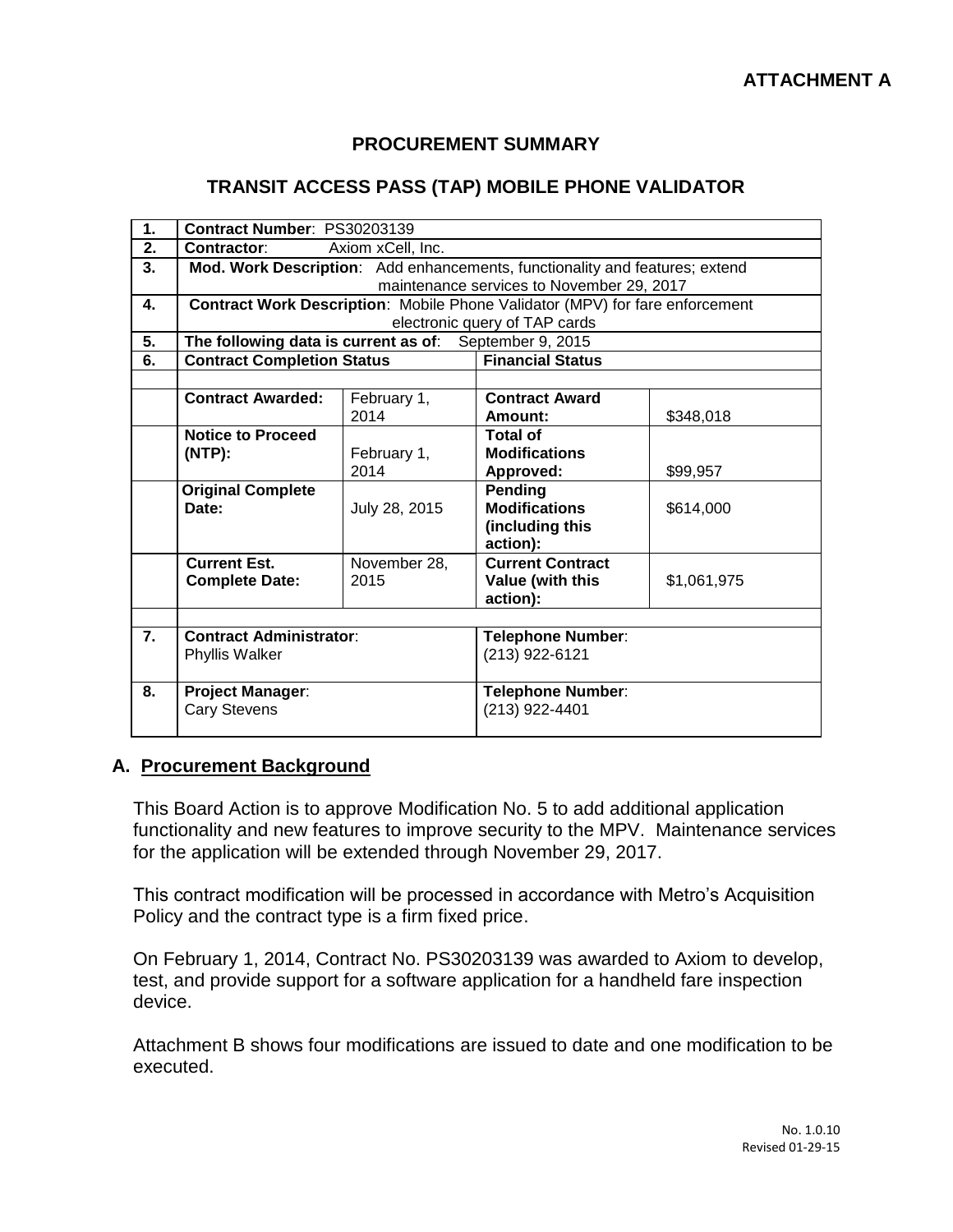**ATTACHMENT A**

## PROCUREMENT SUMMARY

## TRANSIT ACCESS PASS (TAP) MOBILE PHONE VALIDATOR

| | | | | |
|---|---|---|---|---|
| 1. | **Contract Number**: PS30203139 | | | |
| 2. | **Contractor**: Axiom xCell, Inc. | | | |
| 3. | **Mod. Work Description**: Add enhancements, functionality and features; extend maintenance services to November 29, 2017 | | | |
| 4. | **Contract Work Description**: Mobile Phone Validator (MPV) for fare enforcement electronic query of TAP cards | | | |
| 5. | **The following data is current as of**: September 9, 2015 | | | |
| 6. | **Contract Completion Status** | | **Financial Status** | |
| | | | | |
| | **Contract Awarded:** | February 1, 2014 | **Contract Award Amount:** | $348,018 |
| | **Notice to Proceed (NTP):** | February 1, 2014 | **Total of Modifications Approved:** | $99,957 |
| | **Original Complete Date:** | July 28, 2015 | **Pending Modifications (including this action):** | $614,000 |
| | **Current Est. Complete Date:** | November 28, 2015 | **Current Contract Value (with this action):** | $1,061,975 |
| | | | | |
| 7. | **Contract Administrator**: Phyllis Walker | | **Telephone Number**: (213) 922-6121 | |
| 8. | **Project Manager**: Cary Stevens | | **Telephone Number**: (213) 922-4401 | |

### A. Procurement Background

This Board Action is to approve Modification No. 5 to add additional application functionality and new features to improve security to the MPV. Maintenance services for the application will be extended through November 29, 2017.

This contract modification will be processed in accordance with Metro's Acquisition Policy and the contract type is a firm fixed price.

On February 1, 2014, Contract No. PS30203139 was awarded to Axiom to develop, test, and provide support for a software application for a handheld fare inspection device.

Attachment B shows four modifications are issued to date and one modification to be executed.

No. 1.0.10
Revised 01-29-15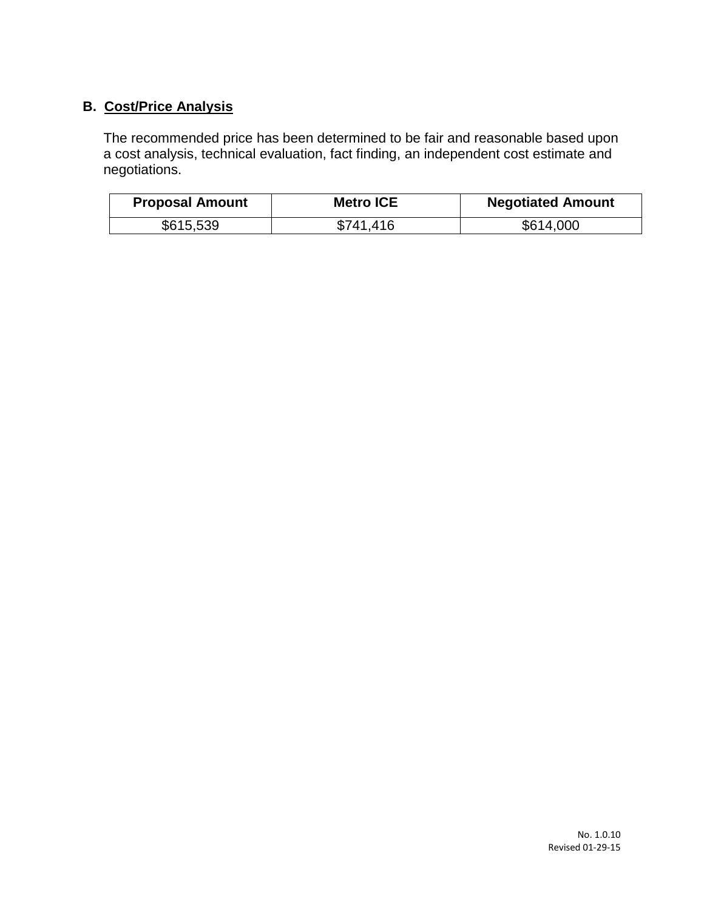## B. Cost/Price Analysis

The recommended price has been determined to be fair and reasonable based upon a cost analysis, technical evaluation, fact finding, an independent cost estimate and negotiations.

| Proposal Amount | Metro ICE | Negotiated Amount |
|---|---|---|
| $615,539 | $741,416 | $614,000 |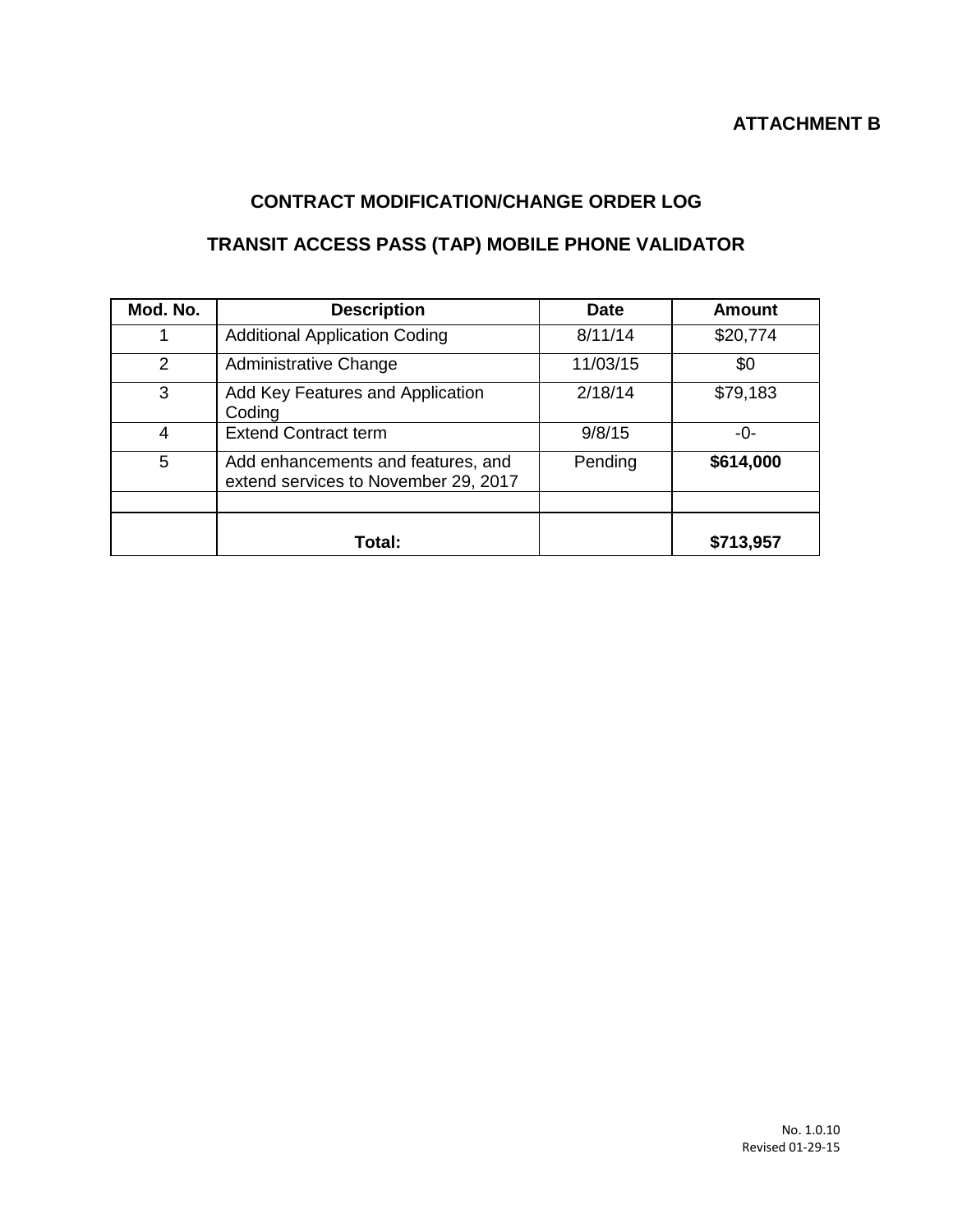**ATTACHMENT B**

## CONTRACT MODIFICATION/CHANGE ORDER LOG

## TRANSIT ACCESS PASS (TAP) MOBILE PHONE VALIDATOR

| Mod. No. | Description | Date | Amount |
|---|---|---|---|
| 1 | Additional Application Coding | 8/11/14 | $20,774 |
| 2 | Administrative Change | 11/03/15 | $0 |
| 3 | Add Key Features and Application Coding | 2/18/14 | $79,183 |
| 4 | Extend Contract term | 9/8/15 | -0- |
| 5 | Add enhancements and features, and extend services to November 29, 2017 | Pending | **$614,000** |
| | | | |
| | **Total:** | | **$713,957** |

No. 1.0.10
Revised 01-29-15